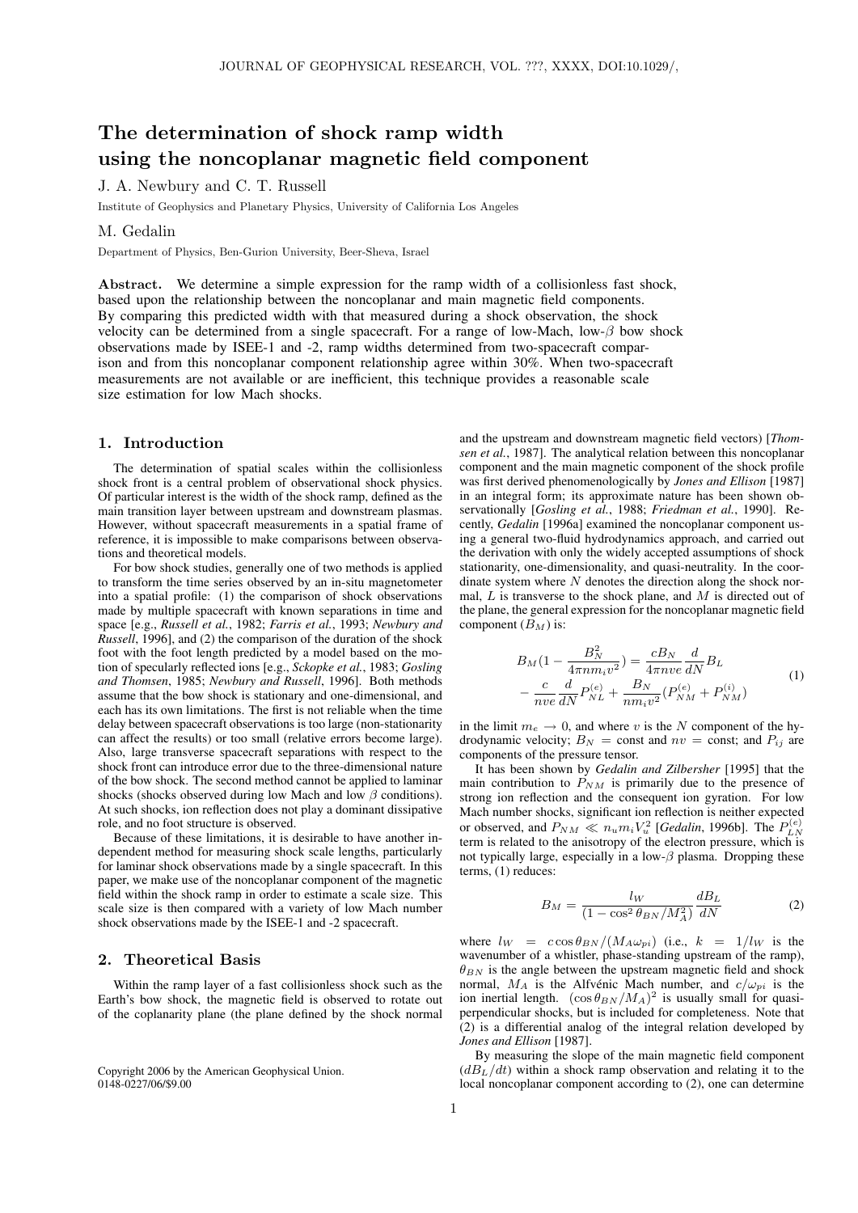# The determination of shock ramp width using the noncoplanar magnetic field component

J. A. Newbury and C. T. Russell

Institute of Geophysics and Planetary Physics, University of California Los Angeles

M. Gedalin

Department of Physics, Ben-Gurion University, Beer-Sheva, Israel

**Abstract.** We determine a simple expression for the ramp width of a collisionless fast shock, based upon the relationship between the noncoplanar and main magnetic field components. By comparing this predicted width with that measured during a shock observation, the shock velocity can be determined from a single spacecraft. For a range of low-Mach, low-$\beta$ bow shock observations made by ISEE-1 and -2, ramp widths determined from two-spacecraft comparison and from this noncoplanar component relationship agree within 30%. When two-spacecraft measurements are not available or are inefficient, this technique provides a reasonable scale size estimation for low Mach shocks.

## 1. Introduction

The determination of spatial scales within the collisionless shock front is a central problem of observational shock physics. Of particular interest is the width of the shock ramp, defined as the main transition layer between upstream and downstream plasmas. However, without spacecraft measurements in a spatial frame of reference, it is impossible to make comparisons between observations and theoretical models.

For bow shock studies, generally one of two methods is applied to transform the time series observed by an in-situ magnetometer into a spatial profile: (1) the comparison of shock observations made by multiple spacecraft with known separations in time and space [e.g., *Russell et al.*, 1982; *Farris et al.*, 1993; *Newbury and Russell*, 1996], and (2) the comparison of the duration of the shock foot with the foot length predicted by a model based on the motion of specularly reflected ions [e.g., *Sckopke et al.*, 1983; *Gosling and Thomsen*, 1985; *Newbury and Russell*, 1996]. Both methods assume that the bow shock is stationary and one-dimensional, and each has its own limitations. The first is not reliable when the time delay between spacecraft observations is too large (non-stationarity can affect the results) or too small (relative errors become large). Also, large transverse spacecraft separations with respect to the shock front can introduce error due to the three-dimensional nature of the bow shock. The second method cannot be applied to laminar shocks (shocks observed during low Mach and low $\beta$ conditions). At such shocks, ion reflection does not play a dominant dissipative role, and no foot structure is observed.

Because of these limitations, it is desirable to have another independent method for measuring shock scale lengths, particularly for laminar shock observations made by a single spacecraft. In this paper, we make use of the noncoplanar component of the magnetic field within the shock ramp in order to estimate a scale size. This scale size is then compared with a variety of low Mach number shock observations made by the ISEE-1 and -2 spacecraft.

## 2. Theoretical Basis

Within the ramp layer of a fast collisionless shock such as the Earth's bow shock, the magnetic field is observed to rotate out of the coplanarity plane (the plane defined by the shock normal and the upstream and downstream magnetic field vectors) [*Thomsen et al.*, 1987]. The analytical relation between this noncoplanar component and the main magnetic component of the shock profile was first derived phenomenologically by *Jones and Ellison* [1987] in an integral form; its approximate nature has been shown observationally [*Gosling et al.*, 1988; *Friedman et al.*, 1990]. Recently, *Gedalin* [1996a] examined the noncoplanar component using a general two-fluid hydrodynamics approach, and carried out the derivation with only the widely accepted assumptions of shock stationarity, one-dimensionality, and quasi-neutrality. In the coordinate system where $N$ denotes the direction along the shock normal, $L$ is transverse to the shock plane, and $M$ is directed out of the plane, the general expression for the noncoplanar magnetic field component ($B_M$) is:

$$B_M\left(1-\frac{B_N^2}{4\pi n m_i v^2}\right)=\frac{cB_N}{4\pi n v e}\frac{d}{dN}B_L - \frac{c}{nve}\frac{d}{dN}P_{NL}^{(e)}+\frac{B_N}{nm_i v^2}\left(P_{NM}^{(e)}+P_{NM}^{(i)}\right) \tag{1}$$

in the limit $m_e \to 0$, and where $v$ is the $N$ component of the hydrodynamic velocity; $B_N = \text{const}$ and $nv = \text{const}$; and $P_{ij}$ are components of the pressure tensor.

It has been shown by *Gedalin and Zilbersher* [1995] that the main contribution to $P_{NM}$ is primarily due to the presence of strong ion reflection and the consequent ion gyration. For low Mach number shocks, significant ion reflection is neither expected or observed, and $P_{NM} \ll n_u m_i V_u^2$ [*Gedalin*, 1996b]. The $P_{LN}^{(e)}$ term is related to the anisotropy of the electron pressure, which is not typically large, especially in a low-$\beta$ plasma. Dropping these terms, (1) reduces:

$$B_M=\frac{l_W}{(1-\cos^2\theta_{BN}/M_A^2)}\frac{dB_L}{dN} \tag{2}$$

where $l_W = c\cos\theta_{BN}/(M_A\omega_{pi})$ (i.e., $k = 1/l_W$ is the wavenumber of a whistler, phase-standing upstream of the ramp), $\theta_{BN}$ is the angle between the upstream magnetic field and shock normal, $M_A$ is the Alfvénic Mach number, and $c/\omega_{pi}$ is the ion inertial length. $(\cos\theta_{BN}/M_A)^2$ is usually small for quasi-perpendicular shocks, but is included for completeness. Note that (2) is a differential analog of the integral relation developed by *Jones and Ellison* [1987].

By measuring the slope of the main magnetic field component ($dB_L/dt$) within a shock ramp observation and relating it to the local noncoplanar component according to (2), one can determine

Copyright 2006 by the American Geophysical Union.
0148-0227/06/$9.00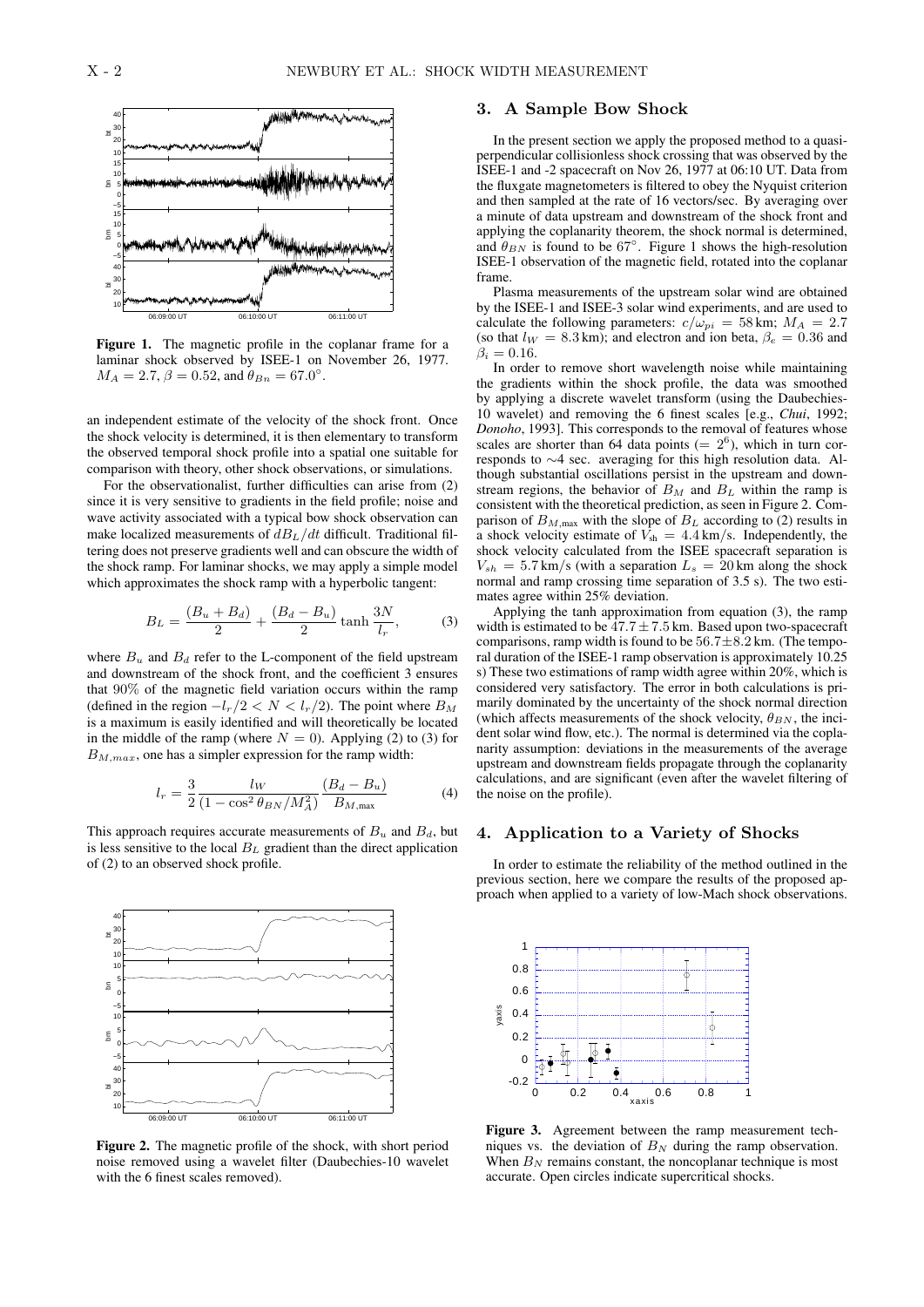an independent estimate of the velocity of the shock front. Once the shock velocity is determined, it is then elementary to transform the observed temporal shock profile into a spatial one suitable for comparison with theory, other shock observations, or simulations.

For the observationalist, further difficulties can arise from (2) since it is very sensitive to gradients in the field profile; noise and wave activity associated with a typical bow shock observation can make localized measurements of $dB_L/dt$ difficult. Traditional filtering does not preserve gradients well and can obscure the width of the shock ramp. For laminar shocks, we may apply a simple model which approximates the shock ramp with a hyperbolic tangent:

$$B_L = \frac{(B_u + B_d)}{2} + \frac{(B_d - B_u)}{2} \tanh \frac{3N}{l_r}, \tag{3}$$

where $B_u$ and $B_d$ refer to the L-component of the field upstream and downstream of the shock front, and the coefficient 3 ensures that 90% of the magnetic field variation occurs within the ramp (defined in the region $-l_r/2 < N < l_r/2$). The point where $B_M$ is a maximum is easily identified and will theoretically be located in the middle of the ramp (where $N = 0$). Applying (2) to (3) for $B_{M,max}$, one has a simpler expression for the ramp width:

$$l_r = \frac{3}{2} \frac{l_W}{(1 - \cos^2 \theta_{BN}/M_A^2)} \frac{(B_d - B_u)}{B_{M,\max}} \tag{4}$$

This approach requires accurate measurements of $B_u$ and $B_d$, but is less sensitive to the local $B_L$ gradient than the direct application of (2) to an observed shock profile.

Figure 1. The magnetic profile in the coplanar frame for a laminar shock observed by ISEE-1 on November 26, 1977. $M_A = 2.7$, $\beta = 0.52$, and $\theta_{Bn} = 67.0°$.

Figure 2. The magnetic profile of the shock, with short period noise removed using a wavelet filter (Daubechies-10 wavelet with the 6 finest scales removed).

## 3. A Sample Bow Shock

In the present section we apply the proposed method to a quasi-perpendicular collisionless shock crossing that was observed by the ISEE-1 and -2 spacecraft on Nov 26, 1977 at 06:10 UT. Data from the fluxgate magnetometers is filtered to obey the Nyquist criterion and then sampled at the rate of 16 vectors/sec. By averaging over a minute of data upstream and downstream of the shock front and applying the coplanarity theorem, the shock normal is determined, and $\theta_{BN}$ is found to be 67°. Figure 1 shows the high-resolution ISEE-1 observation of the magnetic field, rotated into the coplanar frame.

Plasma measurements of the upstream solar wind are obtained by the ISEE-1 and ISEE-3 solar wind experiments, and are used to calculate the following parameters: $c/\omega_{pi} = 58\,\mathrm{km}$; $M_A = 2.7$ (so that $l_W = 8.3\,\mathrm{km}$); and electron and ion beta, $\beta_e = 0.36$ and $\beta_i = 0.16$.

In order to remove short wavelength noise while maintaining the gradients within the shock profile, the data was smoothed by applying a discrete wavelet transform (using the Daubechies-10 wavelet) and removing the 6 finest scales [e.g., *Chui*, 1992; *Donoho*, 1993]. This corresponds to the removal of features whose scales are shorter than 64 data points ($= 2^6$), which in turn corresponds to ∼4 sec. averaging for this high resolution data. Although substantial oscillations persist in the upstream and downstream regions, the behavior of $B_M$ and $B_L$ within the ramp is consistent with the theoretical prediction, as seen in Figure 2. Comparison of $B_{M,\max}$ with the slope of $B_L$ according to (2) results in a shock velocity estimate of $V_{\mathrm{sh}} = 4.4\,\mathrm{km/s}$. Independently, the shock velocity calculated from the ISEE spacecraft separation is $V_{sh} = 5.7\,\mathrm{km/s}$ (with a separation $L_s = 20\,\mathrm{km}$ along the shock normal and ramp crossing time separation of 3.5 s). The two estimates agree within 25% deviation.

Applying the tanh approximation from equation (3), the ramp width is estimated to be $47.7 \pm 7.5\,\mathrm{km}$. Based upon two-spacecraft comparisons, ramp width is found to be $56.7 \pm 8.2\,\mathrm{km}$. (The temporal duration of the ISEE-1 ramp observation is approximately 10.25 s) These two estimations of ramp width agree within 20%, which is considered very satisfactory. The error in both calculations is primarily dominated by the uncertainty of the shock normal direction (which affects measurements of the shock velocity, $\theta_{BN}$, the incident solar wind flow, etc.). The normal is determined via the coplanarity assumption: deviations in the measurements of the average upstream and downstream fields propagate through the coplanarity calculations, and are significant (even after the wavelet filtering of the noise on the profile).

## 4. Application to a Variety of Shocks

In order to estimate the reliability of the method outlined in the previous section, here we compare the results of the proposed approach when applied to a variety of low-Mach shock observations.

Figure 3. Agreement between the ramp measurement techniques vs. the deviation of $B_N$ during the ramp observation. When $B_N$ remains constant, the noncoplanar technique is most accurate. Open circles indicate supercritical shocks.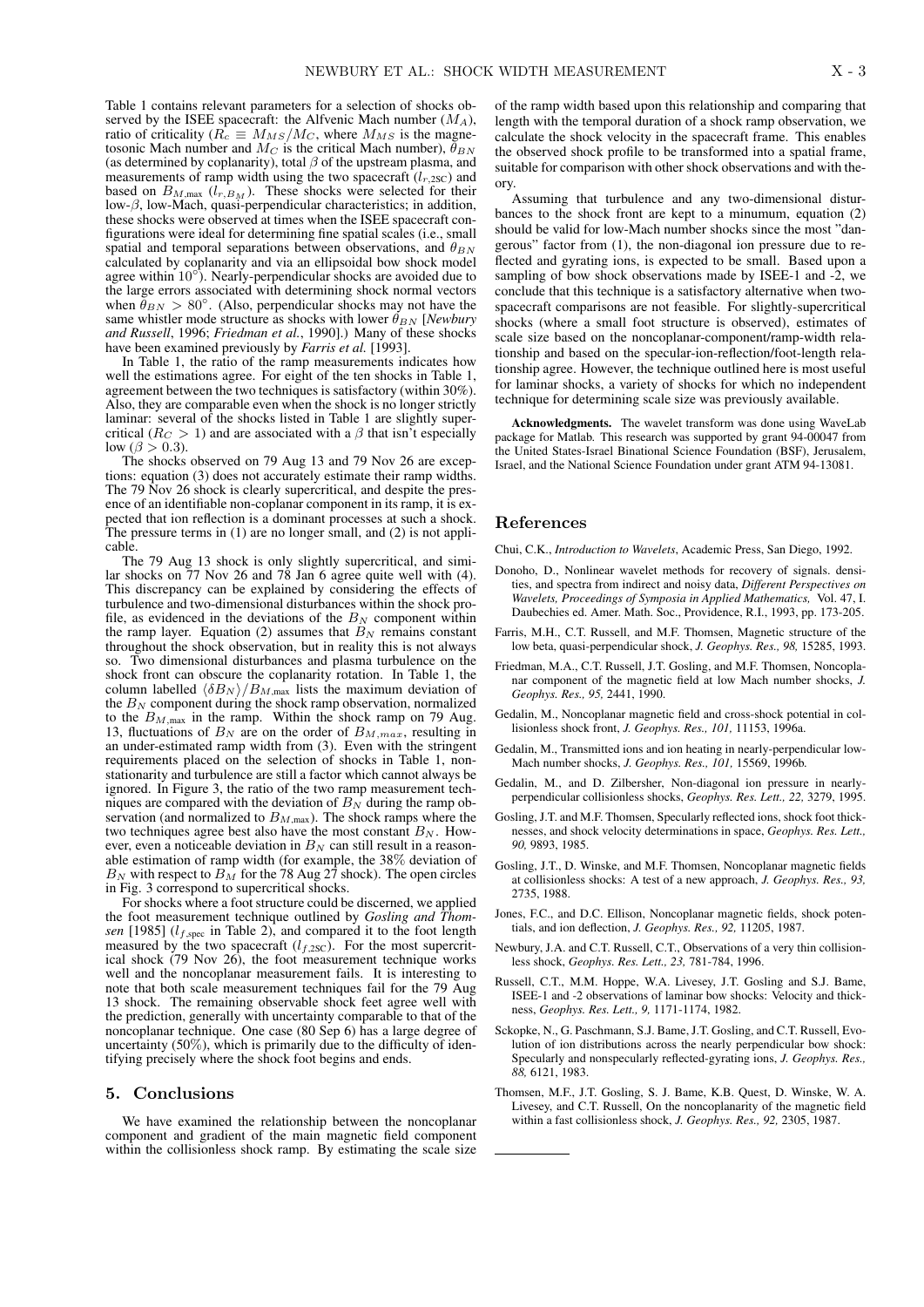Table 1 contains relevant parameters for a selection of shocks observed by the ISEE spacecraft: the Alfvenic Mach number ($M_A$), ratio of criticality ($R_c \equiv M_{MS}/M_C$, where $M_{MS}$ is the magnetosonic Mach number and $M_C$ is the critical Mach number), $\theta_{BN}$ (as determined by coplanarity), total $\beta$ of the upstream plasma, and measurements of ramp width using the two spacecraft ($l_{r,2SC}$) and based on $B_{M,\max}$ ($l_{r,B_M}$). These shocks were selected for their low-$\beta$, low-Mach, quasi-perpendicular characteristics; in addition, these shocks were observed at times when the ISEE spacecraft configurations were ideal for determining fine spatial scales (i.e., small spatial and temporal separations between observations, and $\theta_{BN}$ calculated by coplanarity and via an ellipsoidal bow shock model agree within $10^\circ$). Nearly-perpendicular shocks are avoided due to the large errors associated with determining shock normal vectors when $\theta_{BN} > 80^\circ$. (Also, perpendicular shocks may not have the same whistler mode structure as shocks with lower $\theta_{BN}$ [*Newbury and Russell*, 1996; *Friedman et al.*, 1990].) Many of these shocks have been examined previously by *Farris et al.* [1993].

In Table 1, the ratio of the ramp measurements indicates how well the estimations agree. For eight of the ten shocks in Table 1, agreement between the two techniques is satisfactory (within 30%). Also, they are comparable even when the shock is no longer strictly laminar: several of the shocks listed in Table 1 are slightly supercritical ($R_C > 1$) and are associated with a $\beta$ that isn't especially low ($\beta > 0.3$).

The shocks observed on 79 Aug 13 and 79 Nov 26 are exceptions: equation (3) does not accurately estimate their ramp widths. The 79 Nov 26 shock is clearly supercritical, and despite the presence of an identifiable non-coplanar component in its ramp, it is expected that ion reflection is a dominant processes at such a shock. The pressure terms in (1) are no longer small, and (2) is not applicable.

The 79 Aug 13 shock is only slightly supercritical, and similar shocks on 77 Nov 26 and 78 Jan 6 agree quite well with (4). This discrepancy can be explained by considering the effects of turbulence and two-dimensional disturbances within the shock profile, as evidenced in the deviations of the $B_N$ component within the ramp layer. Equation (2) assumes that $B_N$ remains constant throughout the shock observation, but in reality this is not always so. Two dimensional disturbances and plasma turbulence on the shock front can obscure the coplanarity rotation. In Table 1, the column labelled $\langle \delta B_N \rangle / B_{M,\max}$ lists the maximum deviation of the $B_N$ component during the shock ramp observation, normalized to the $B_{M,\max}$ in the ramp. Within the shock ramp on 79 Aug. 13, fluctuations of $B_N$ are on the order of $B_{M,max}$, resulting in an under-estimated ramp width from (3). Even with the stringent requirements placed on the selection of shocks in Table 1, nonstationarity and turbulence are still a factor which cannot always be ignored. In Figure 3, the ratio of the two ramp measurement techniques are compared with the deviation of $B_N$ during the ramp observation (and normalized to $B_{M,\max}$). The shock ramps where the two techniques agree best also have the most constant $B_N$. However, even a noticeable deviation in $B_N$ can still result in a reasonable estimation of ramp width (for example, the 38% deviation of $B_N$ with respect to $B_M$ for the 78 Aug 27 shock). The open circles in Fig. 3 correspond to supercritical shocks.

For shocks where a foot structure could be discerned, we applied the foot measurement technique outlined by *Gosling and Thomsen* [1985] ($l_{f,\text{spec}}$ in Table 2), and compared it to the foot length measured by the two spacecraft ($l_{f,2SC}$). For the most supercritical shock (79 Nov 26), the foot measurement technique works well and the noncoplanar measurement fails. It is interesting to note that both scale measurement techniques fail for the 79 Aug 13 shock. The remaining observable shock feet agree well with the prediction, generally with uncertainty comparable to that of the noncoplanar technique. One case (80 Sep 6) has a large degree of uncertainty (50%), which is primarily due to the difficulty of identifying precisely where the shock foot begins and ends.

## 5. Conclusions

We have examined the relationship between the noncoplanar component and gradient of the main magnetic field component within the collisionless shock ramp. By estimating the scale size of the ramp width based upon this relationship and comparing that length with the temporal duration of a shock ramp observation, we calculate the shock velocity in the spacecraft frame. This enables the observed shock profile to be transformed into a spatial frame, suitable for comparison with other shock observations and with theory.

Assuming that turbulence and any two-dimensional disturbances to the shock front are kept to a minumum, equation (2) should be valid for low-Mach number shocks since the most "dangerous" factor from (1), the non-diagonal ion pressure due to reflected and gyrating ions, is expected to be small. Based upon a sampling of bow shock observations made by ISEE-1 and -2, we conclude that this technique is a satisfactory alternative when two-spacecraft comparisons are not feasible. For slightly-supercritical shocks (where a small foot structure is observed), estimates of scale size based on the noncoplanar-component/ramp-width relationship and based on the specular-ion-reflection/foot-length relationship agree. However, the technique outlined here is most useful for laminar shocks, a variety of shocks for which no independent technique for determining scale size was previously available.

**Acknowledgments.** The wavelet transform was done using WaveLab package for Matlab. This research was supported by grant 94-00047 from the United States-Israel Binational Science Foundation (BSF), Jerusalem, Israel, and the National Science Foundation under grant ATM 94-13081.

## References

Chui, C.K., *Introduction to Wavelets*, Academic Press, San Diego, 1992.

Donoho, D., Nonlinear wavelet methods for recovery of signals. densities, and spectra from indirect and noisy data, *Different Perspectives on Wavelets, Proceedings of Symposia in Applied Mathematics,* Vol. 47, I. Daubechies ed. Amer. Math. Soc., Providence, R.I., 1993, pp. 173-205.

Farris, M.H., C.T. Russell, and M.F. Thomsen, Magnetic structure of the low beta, quasi-perpendicular shock, *J. Geophys. Res., 98,* 15285, 1993.

Friedman, M.A., C.T. Russell, J.T. Gosling, and M.F. Thomsen, Noncoplanar component of the magnetic field at low Mach number shocks, *J. Geophys. Res., 95,* 2441, 1990.

Gedalin, M., Noncoplanar magnetic field and cross-shock potential in collisionless shock front, *J. Geophys. Res., 101,* 11153, 1996a.

Gedalin, M., Transmitted ions and ion heating in nearly-perpendicular low-Mach number shocks, *J. Geophys. Res., 101,* 15569, 1996b.

Gedalin, M., and D. Zilbersher, Non-diagonal ion pressure in nearly-perpendicular collisionless shocks, *Geophys. Res. Lett., 22,* 3279, 1995.

Gosling, J.T. and M.F. Thomsen, Specularly reflected ions, shock foot thicknesses, and shock velocity determinations in space, *Geophys. Res. Lett., 90,* 9893, 1985.

Gosling, J.T., D. Winske, and M.F. Thomsen, Noncoplanar magnetic fields at collisionless shocks: A test of a new approach, *J. Geophys. Res., 93,* 2735, 1988.

Jones, F.C., and D.C. Ellison, Noncoplanar magnetic fields, shock potentials, and ion deflection, *J. Geophys. Res., 92,* 11205, 1987.

Newbury, J.A. and C.T. Russell, C.T., Observations of a very thin collisionless shock, *Geophys. Res. Lett., 23,* 781-784, 1996.

Russell, C.T., M.M. Hoppe, W.A. Livesey, J.T. Gosling and S.J. Bame, ISEE-1 and -2 observations of laminar bow shocks: Velocity and thickness, *Geophys. Res. Lett., 9,* 1171-1174, 1982.

Sckopke, N., G. Paschmann, S.J. Bame, J.T. Gosling, and C.T. Russell, Evolution of ion distributions across the nearly perpendicular bow shock: Specularly and nonspecularly reflected-gyrating ions, *J. Geophys. Res., 88,* 6121, 1983.

Thomsen, M.F., J.T. Gosling, S. J. Bame, K.B. Quest, D. Winske, W. A. Livesey, and C.T. Russell, On the noncoplanarity of the magnetic field within a fast collisionless shock, *J. Geophys. Res., 92,* 2305, 1987.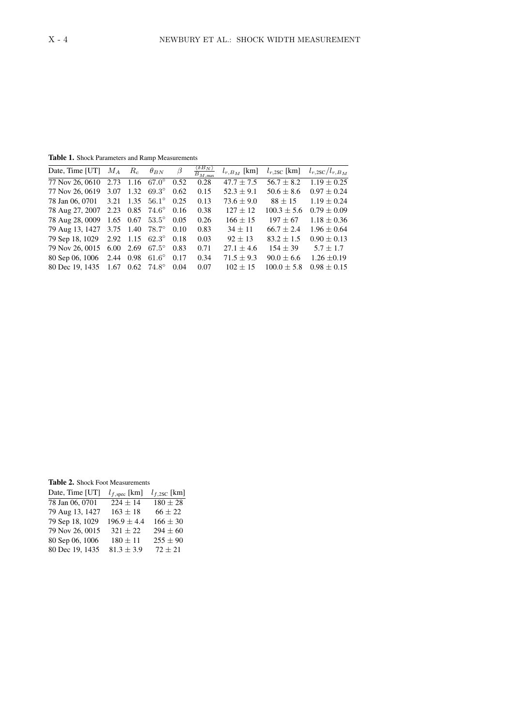**Table 1.** Shock Parameters and Ramp Measurements

| Date, Time [UT] | $M_A$ | $R_c$ | $\theta_{BN}$ | $\beta$ | $\frac{\langle \delta B_N \rangle}{B_{M,\max}}$ | $l_{r,B_M}$ [km] | $l_{r,\text{2SC}}$ [km] | $l_{r,\text{2SC}}/l_{r,B_M}$ |
|---|---|---|---|---|---|---|---|---|
| 77 Nov 26, 0610 | 2.73 | 1.16 | $67.0^\circ$ | 0.52 | 0.28 | $47.7 \pm 7.5$ | $56.7 \pm 8.2$ | $1.19 \pm 0.25$ |
| 77 Nov 26, 0619 | 3.07 | 1.32 | $69.3^\circ$ | 0.62 | 0.15 | $52.3 \pm 9.1$ | $50.6 \pm 8.6$ | $0.97 \pm 0.24$ |
| 78 Jan 06, 0701 | 3.21 | 1.35 | $56.1^\circ$ | 0.25 | 0.13 | $73.6 \pm 9.0$ | $88 \pm 15$ | $1.19 \pm 0.24$ |
| 78 Aug 27, 2007 | 2.23 | 0.85 | $74.6^\circ$ | 0.16 | 0.38 | $127 \pm 12$ | $100.3 \pm 5.6$ | $0.79 \pm 0.09$ |
| 78 Aug 28, 0009 | 1.65 | 0.67 | $53.5^\circ$ | 0.05 | 0.26 | $166 \pm 15$ | $197 \pm 67$ | $1.18 \pm 0.36$ |
| 79 Aug 13, 1427 | 3.75 | 1.40 | $78.7^\circ$ | 0.10 | 0.83 | $34 \pm 11$ | $66.7 \pm 2.4$ | $1.96 \pm 0.64$ |
| 79 Sep 18, 1029 | 2.92 | 1.15 | $62.3^\circ$ | 0.18 | 0.03 | $92 \pm 13$ | $83.2 \pm 1.5$ | $0.90 \pm 0.13$ |
| 79 Nov 26, 0015 | 6.00 | 2.69 | $67.5^\circ$ | 0.83 | 0.71 | $27.1 \pm 4.6$ | $154 \pm 39$ | $5.7 \pm 1.7$ |
| 80 Sep 06, 1006 | 2.44 | 0.98 | $61.6^\circ$ | 0.17 | 0.34 | $71.5 \pm 9.3$ | $90.0 \pm 6.6$ | $1.26 \pm 0.19$ |
| 80 Dec 19, 1435 | 1.67 | 0.62 | $74.8^\circ$ | 0.04 | 0.07 | $102 \pm 15$ | $100.0 \pm 5.8$ | $0.98 \pm 0.15$ |

**Table 2.** Shock Foot Measurements

| Date, Time [UT] | $l_{f,\text{spec}}$ [km] | $l_{f,\text{2SC}}$ [km] |
|---|---|---|
| 78 Jan 06, 0701 | $224 \pm 14$ | $180 \pm 28$ |
| 79 Aug 13, 1427 | $163 \pm 18$ | $66 \pm 22$ |
| 79 Sep 18, 1029 | $196.9 \pm 4.4$ | $166 \pm 30$ |
| 79 Nov 26, 0015 | $321 \pm 22$ | $294 \pm 60$ |
| 80 Sep 06, 1006 | $180 \pm 11$ | $255 \pm 90$ |
| 80 Dec 19, 1435 | $81.3 \pm 3.9$ | $72 \pm 21$ |